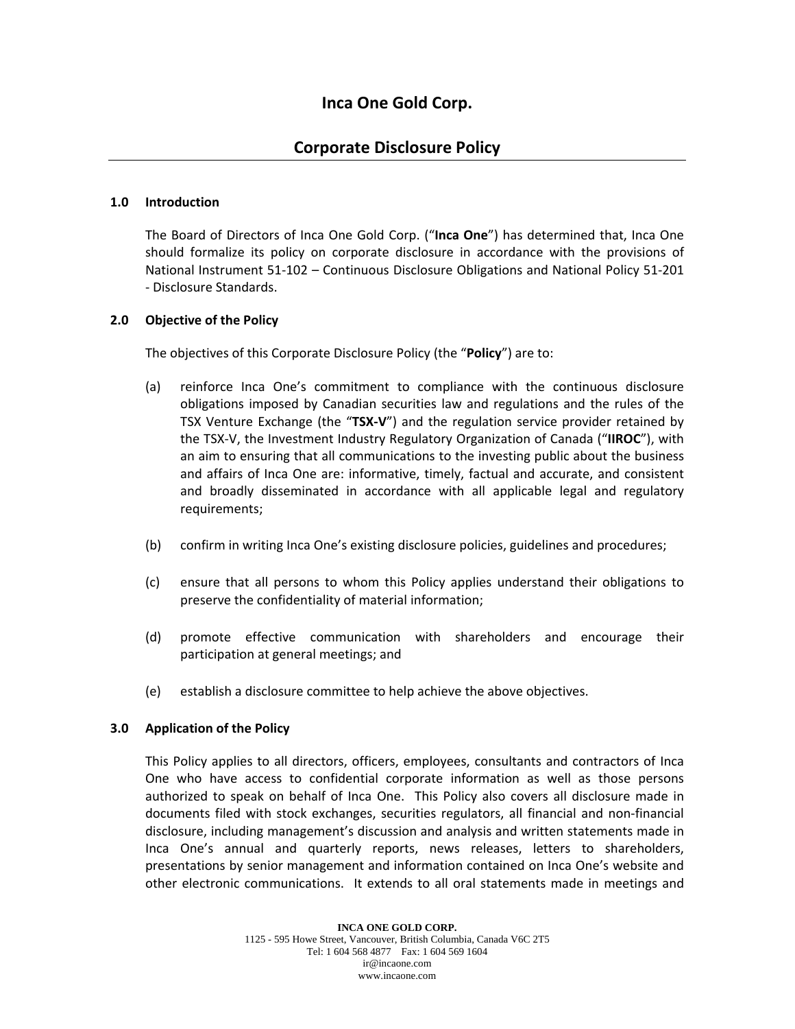# Inca One Gold Corp.

## Corporate Disclosure Policy

### 1.0 Introduction

The Board of Directors of Inca One Gold Corp. ("**Inca One**") has determined that, Inca One should formalize its policy on corporate disclosure in accordance with the provisions of National Instrument 51-102 – Continuous Disclosure Obligations and National Policy 51-201 - Disclosure Standards.

### 2.0 Objective of the Policy

The objectives of this Corporate Disclosure Policy (the "**Policy**") are to:

(a) reinforce Inca One's commitment to compliance with the continuous disclosure obligations imposed by Canadian securities law and regulations and the rules of the TSX Venture Exchange (the "**TSX-V**") and the regulation service provider retained by the TSX-V, the Investment Industry Regulatory Organization of Canada ("**IIROC**"), with an aim to ensuring that all communications to the investing public about the business and affairs of Inca One are: informative, timely, factual and accurate, and consistent and broadly disseminated in accordance with all applicable legal and regulatory requirements;

(b) confirm in writing Inca One's existing disclosure policies, guidelines and procedures;

(c) ensure that all persons to whom this Policy applies understand their obligations to preserve the confidentiality of material information;

(d) promote effective communication with shareholders and encourage their participation at general meetings; and

(e) establish a disclosure committee to help achieve the above objectives.

### 3.0 Application of the Policy

This Policy applies to all directors, officers, employees, consultants and contractors of Inca One who have access to confidential corporate information as well as those persons authorized to speak on behalf of Inca One. This Policy also covers all disclosure made in documents filed with stock exchanges, securities regulators, all financial and non-financial disclosure, including management's discussion and analysis and written statements made in Inca One's annual and quarterly reports, news releases, letters to shareholders, presentations by senior management and information contained on Inca One's website and other electronic communications. It extends to all oral statements made in meetings and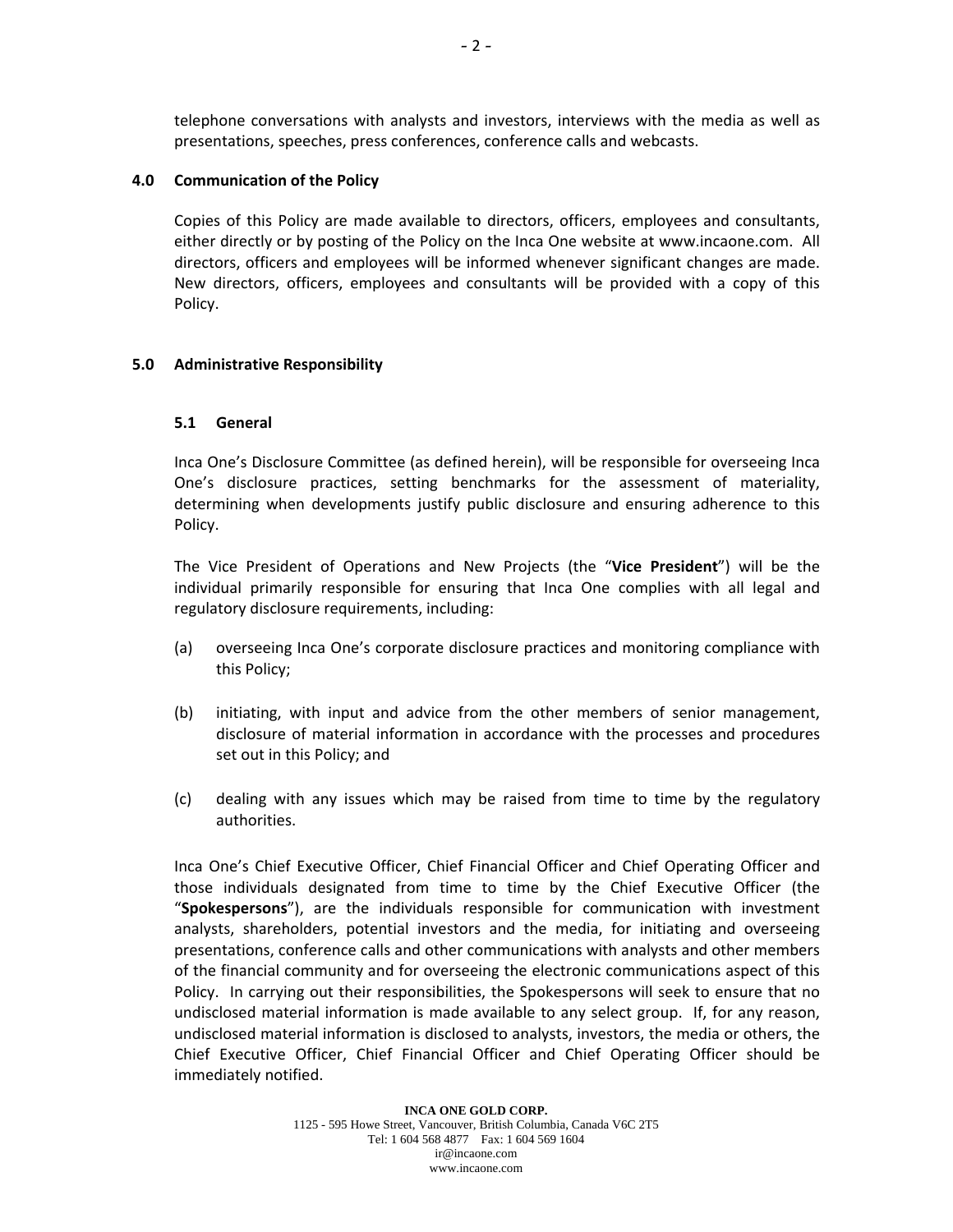telephone conversations with analysts and investors, interviews with the media as well as presentations, speeches, press conferences, conference calls and webcasts.

## 4.0 Communication of the Policy

Copies of this Policy are made available to directors, officers, employees and consultants, either directly or by posting of the Policy on the Inca One website at www.incaone.com. All directors, officers and employees will be informed whenever significant changes are made. New directors, officers, employees and consultants will be provided with a copy of this Policy.

## 5.0 Administrative Responsibility

### 5.1 General

Inca One's Disclosure Committee (as defined herein), will be responsible for overseeing Inca One's disclosure practices, setting benchmarks for the assessment of materiality, determining when developments justify public disclosure and ensuring adherence to this Policy.

The Vice President of Operations and New Projects (the "**Vice President**") will be the individual primarily responsible for ensuring that Inca One complies with all legal and regulatory disclosure requirements, including:

(a) overseeing Inca One's corporate disclosure practices and monitoring compliance with this Policy;

(b) initiating, with input and advice from the other members of senior management, disclosure of material information in accordance with the processes and procedures set out in this Policy; and

(c) dealing with any issues which may be raised from time to time by the regulatory authorities.

Inca One's Chief Executive Officer, Chief Financial Officer and Chief Operating Officer and those individuals designated from time to time by the Chief Executive Officer (the "**Spokespersons**"), are the individuals responsible for communication with investment analysts, shareholders, potential investors and the media, for initiating and overseeing presentations, conference calls and other communications with analysts and other members of the financial community and for overseeing the electronic communications aspect of this Policy. In carrying out their responsibilities, the Spokespersons will seek to ensure that no undisclosed material information is made available to any select group. If, for any reason, undisclosed material information is disclosed to analysts, investors, the media or others, the Chief Executive Officer, Chief Financial Officer and Chief Operating Officer should be immediately notified.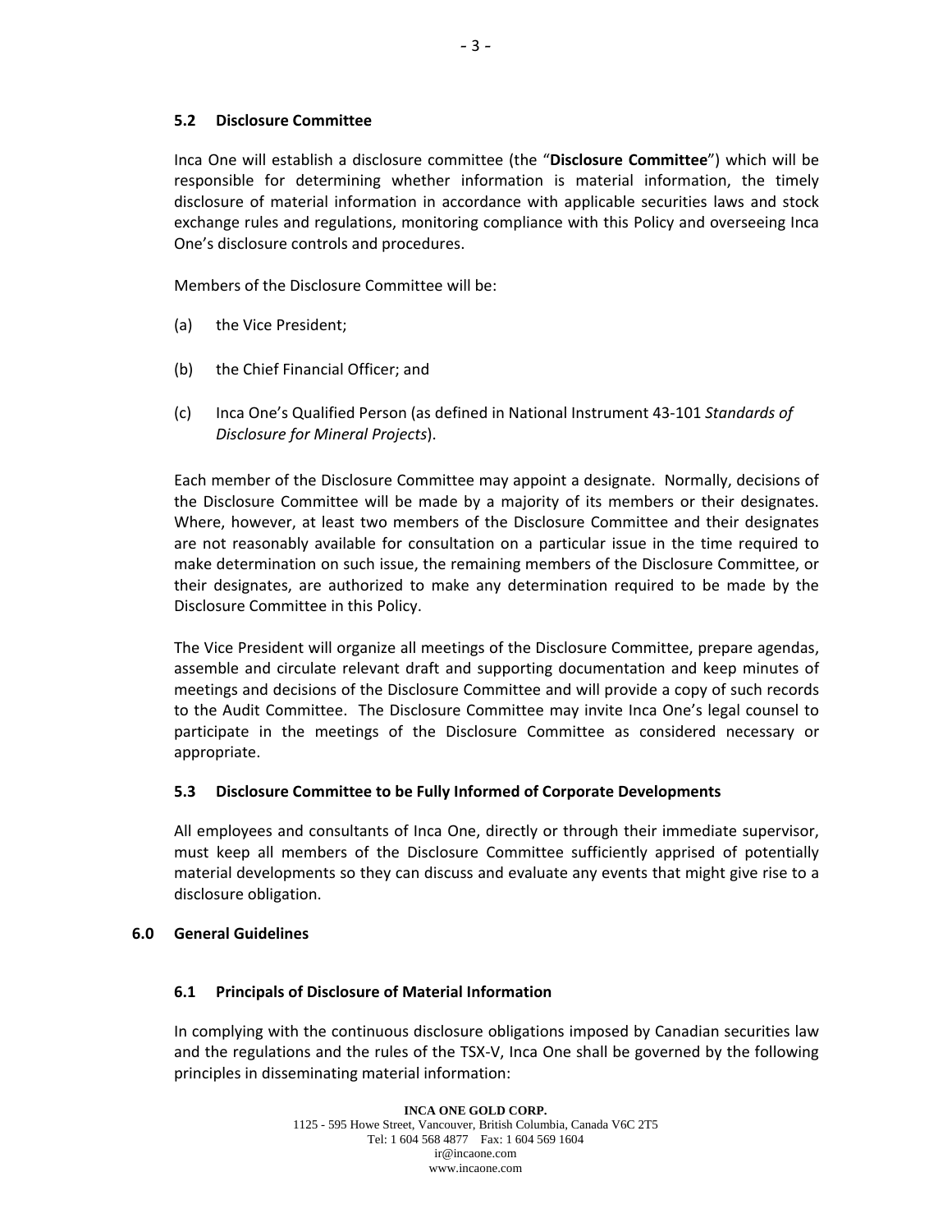### 5.2 Disclosure Committee

Inca One will establish a disclosure committee (the "**Disclosure Committee**") which will be responsible for determining whether information is material information, the timely disclosure of material information in accordance with applicable securities laws and stock exchange rules and regulations, monitoring compliance with this Policy and overseeing Inca One's disclosure controls and procedures.

Members of the Disclosure Committee will be:

(a) the Vice President;

(b) the Chief Financial Officer; and

(c) Inca One's Qualified Person (as defined in National Instrument 43-101 *Standards of Disclosure for Mineral Projects*).

Each member of the Disclosure Committee may appoint a designate. Normally, decisions of the Disclosure Committee will be made by a majority of its members or their designates. Where, however, at least two members of the Disclosure Committee and their designates are not reasonably available for consultation on a particular issue in the time required to make determination on such issue, the remaining members of the Disclosure Committee, or their designates, are authorized to make any determination required to be made by the Disclosure Committee in this Policy.

The Vice President will organize all meetings of the Disclosure Committee, prepare agendas, assemble and circulate relevant draft and supporting documentation and keep minutes of meetings and decisions of the Disclosure Committee and will provide a copy of such records to the Audit Committee. The Disclosure Committee may invite Inca One's legal counsel to participate in the meetings of the Disclosure Committee as considered necessary or appropriate.

### 5.3 Disclosure Committee to be Fully Informed of Corporate Developments

All employees and consultants of Inca One, directly or through their immediate supervisor, must keep all members of the Disclosure Committee sufficiently apprised of potentially material developments so they can discuss and evaluate any events that might give rise to a disclosure obligation.

## 6.0 General Guidelines

### 6.1 Principals of Disclosure of Material Information

In complying with the continuous disclosure obligations imposed by Canadian securities law and the regulations and the rules of the TSX-V, Inca One shall be governed by the following principles in disseminating material information: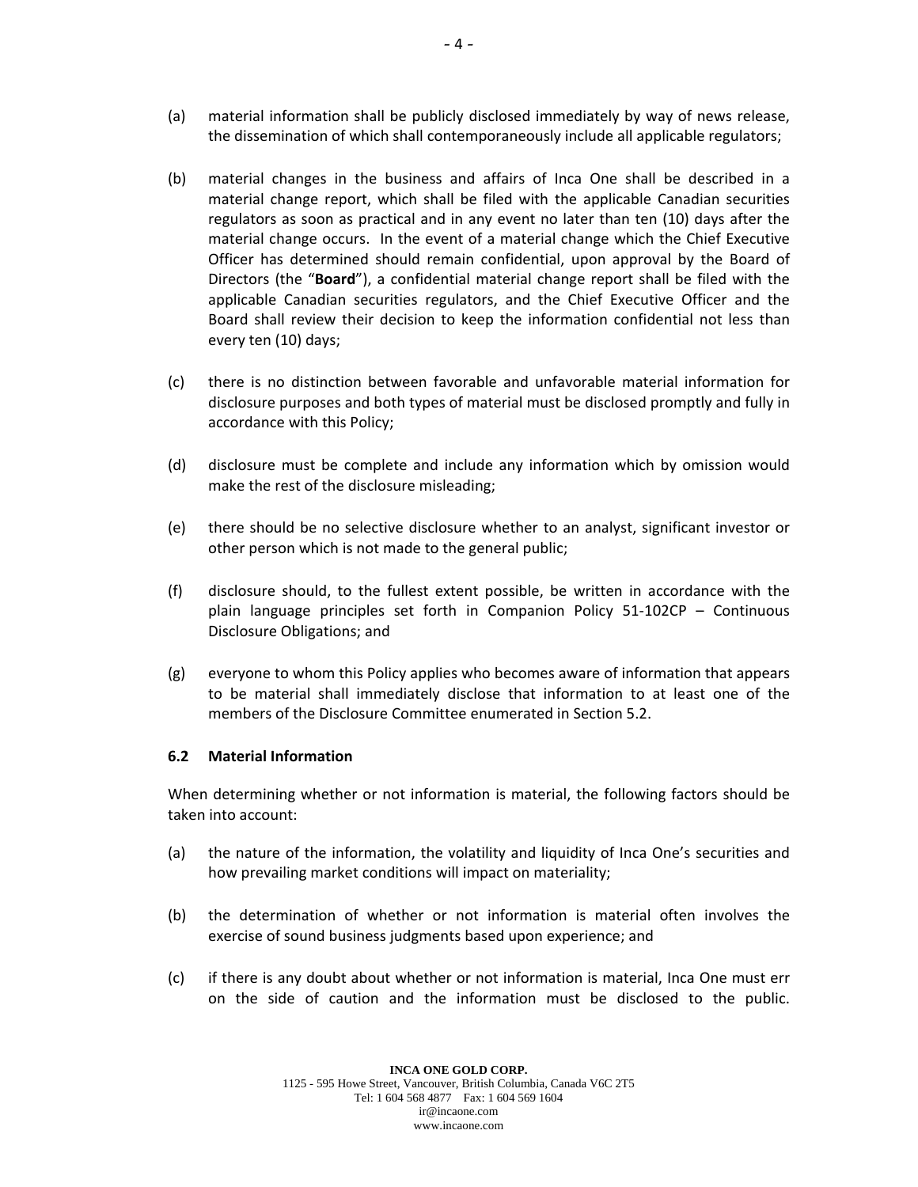(a) material information shall be publicly disclosed immediately by way of news release, the dissemination of which shall contemporaneously include all applicable regulators;

(b) material changes in the business and affairs of Inca One shall be described in a material change report, which shall be filed with the applicable Canadian securities regulators as soon as practical and in any event no later than ten (10) days after the material change occurs. In the event of a material change which the Chief Executive Officer has determined should remain confidential, upon approval by the Board of Directors (the "**Board**"), a confidential material change report shall be filed with the applicable Canadian securities regulators, and the Chief Executive Officer and the Board shall review their decision to keep the information confidential not less than every ten (10) days;

(c) there is no distinction between favorable and unfavorable material information for disclosure purposes and both types of material must be disclosed promptly and fully in accordance with this Policy;

(d) disclosure must be complete and include any information which by omission would make the rest of the disclosure misleading;

(e) there should be no selective disclosure whether to an analyst, significant investor or other person which is not made to the general public;

(f) disclosure should, to the fullest extent possible, be written in accordance with the plain language principles set forth in Companion Policy 51-102CP – Continuous Disclosure Obligations; and

(g) everyone to whom this Policy applies who becomes aware of information that appears to be material shall immediately disclose that information to at least one of the members of the Disclosure Committee enumerated in Section 5.2.

### 6.2 Material Information

When determining whether or not information is material, the following factors should be taken into account:

(a) the nature of the information, the volatility and liquidity of Inca One's securities and how prevailing market conditions will impact on materiality;

(b) the determination of whether or not information is material often involves the exercise of sound business judgments based upon experience; and

(c) if there is any doubt about whether or not information is material, Inca One must err on the side of caution and the information must be disclosed to the public.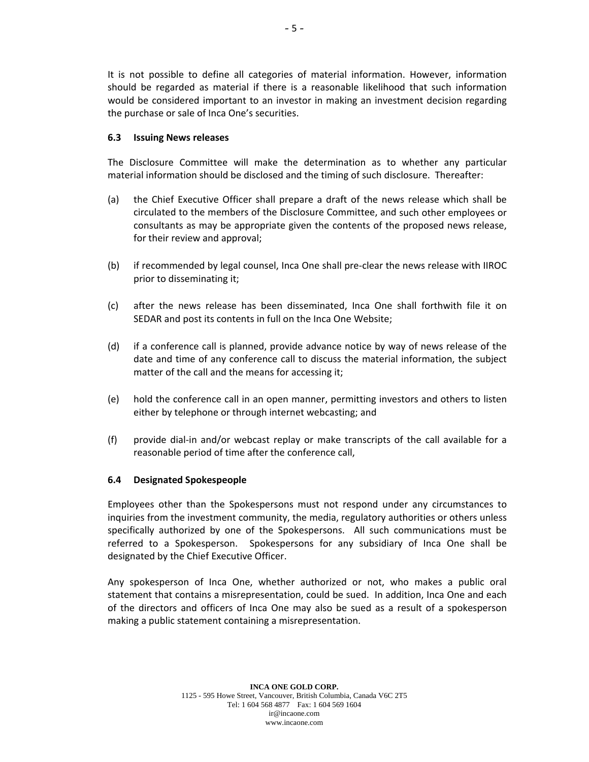It is not possible to define all categories of material information. However, information should be regarded as material if there is a reasonable likelihood that such information would be considered important to an investor in making an investment decision regarding the purchase or sale of Inca One's securities.

### 6.3 Issuing News releases

The Disclosure Committee will make the determination as to whether any particular material information should be disclosed and the timing of such disclosure. Thereafter:

(a) the Chief Executive Officer shall prepare a draft of the news release which shall be circulated to the members of the Disclosure Committee, and such other employees or consultants as may be appropriate given the contents of the proposed news release, for their review and approval;

(b) if recommended by legal counsel, Inca One shall pre-clear the news release with IIROC prior to disseminating it;

(c) after the news release has been disseminated, Inca One shall forthwith file it on SEDAR and post its contents in full on the Inca One Website;

(d) if a conference call is planned, provide advance notice by way of news release of the date and time of any conference call to discuss the material information, the subject matter of the call and the means for accessing it;

(e) hold the conference call in an open manner, permitting investors and others to listen either by telephone or through internet webcasting; and

(f) provide dial-in and/or webcast replay or make transcripts of the call available for a reasonable period of time after the conference call,

### 6.4 Designated Spokespeople

Employees other than the Spokespersons must not respond under any circumstances to inquiries from the investment community, the media, regulatory authorities or others unless specifically authorized by one of the Spokespersons. All such communications must be referred to a Spokesperson. Spokespersons for any subsidiary of Inca One shall be designated by the Chief Executive Officer.

Any spokesperson of Inca One, whether authorized or not, who makes a public oral statement that contains a misrepresentation, could be sued. In addition, Inca One and each of the directors and officers of Inca One may also be sued as a result of a spokesperson making a public statement containing a misrepresentation.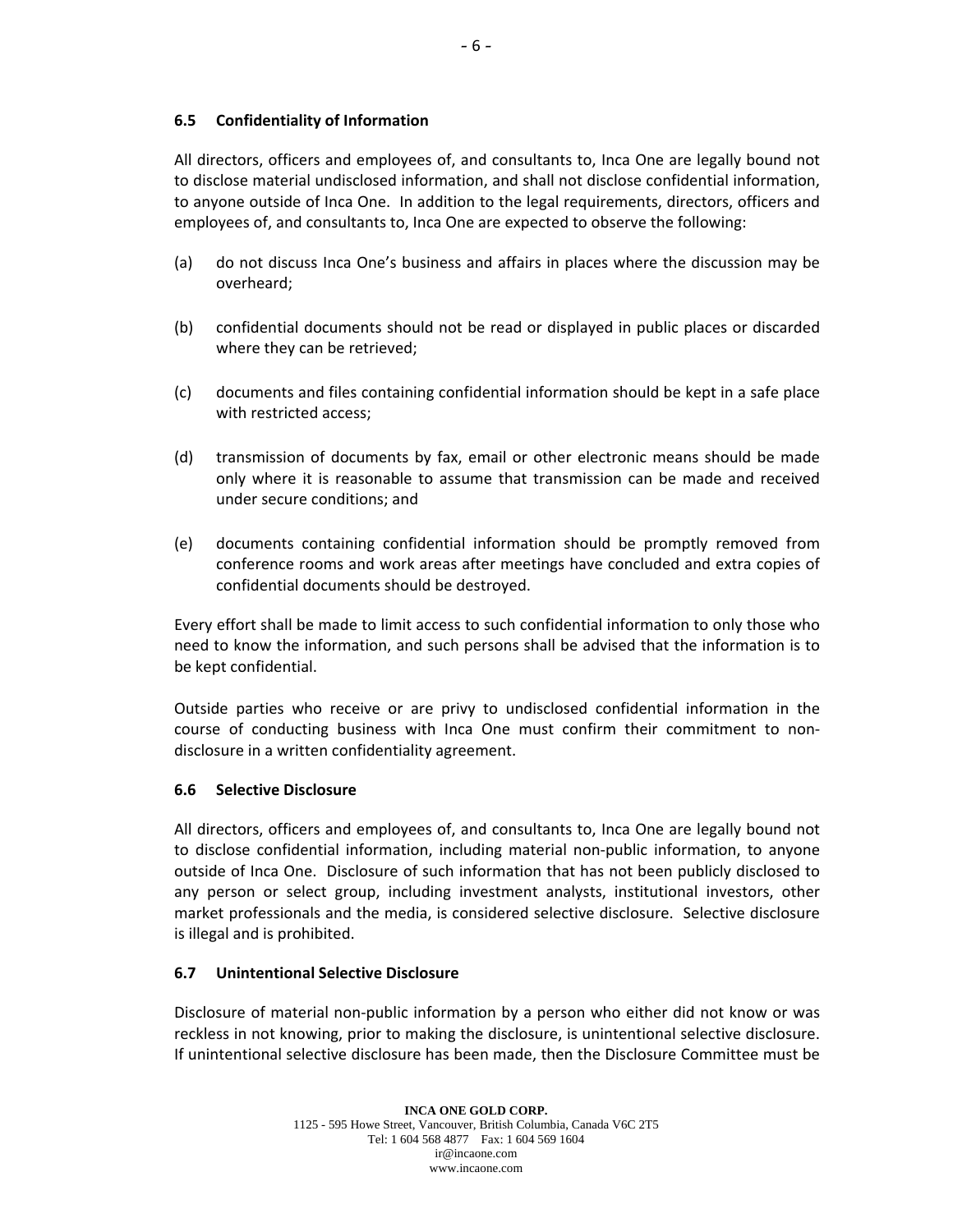### 6.5 Confidentiality of Information

All directors, officers and employees of, and consultants to, Inca One are legally bound not to disclose material undisclosed information, and shall not disclose confidential information, to anyone outside of Inca One. In addition to the legal requirements, directors, officers and employees of, and consultants to, Inca One are expected to observe the following:

(a) do not discuss Inca One's business and affairs in places where the discussion may be overheard;

(b) confidential documents should not be read or displayed in public places or discarded where they can be retrieved;

(c) documents and files containing confidential information should be kept in a safe place with restricted access;

(d) transmission of documents by fax, email or other electronic means should be made only where it is reasonable to assume that transmission can be made and received under secure conditions; and

(e) documents containing confidential information should be promptly removed from conference rooms and work areas after meetings have concluded and extra copies of confidential documents should be destroyed.

Every effort shall be made to limit access to such confidential information to only those who need to know the information, and such persons shall be advised that the information is to be kept confidential.

Outside parties who receive or are privy to undisclosed confidential information in the course of conducting business with Inca One must confirm their commitment to non-disclosure in a written confidentiality agreement.

### 6.6 Selective Disclosure

All directors, officers and employees of, and consultants to, Inca One are legally bound not to disclose confidential information, including material non-public information, to anyone outside of Inca One. Disclosure of such information that has not been publicly disclosed to any person or select group, including investment analysts, institutional investors, other market professionals and the media, is considered selective disclosure. Selective disclosure is illegal and is prohibited.

### 6.7 Unintentional Selective Disclosure

Disclosure of material non-public information by a person who either did not know or was reckless in not knowing, prior to making the disclosure, is unintentional selective disclosure. If unintentional selective disclosure has been made, then the Disclosure Committee must be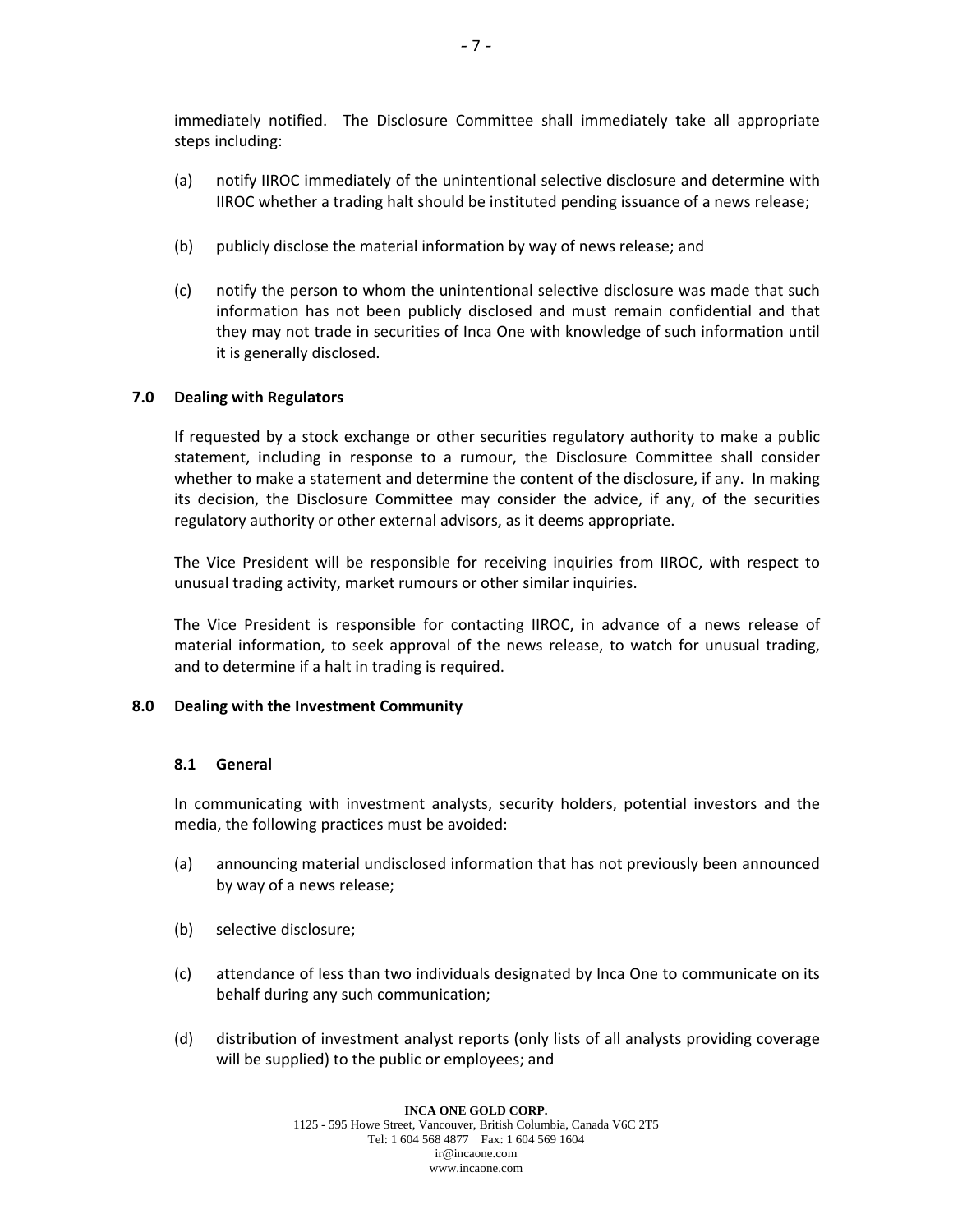immediately notified. The Disclosure Committee shall immediately take all appropriate steps including:

(a) notify IIROC immediately of the unintentional selective disclosure and determine with IIROC whether a trading halt should be instituted pending issuance of a news release;

(b) publicly disclose the material information by way of news release; and

(c) notify the person to whom the unintentional selective disclosure was made that such information has not been publicly disclosed and must remain confidential and that they may not trade in securities of Inca One with knowledge of such information until it is generally disclosed.

## 7.0 Dealing with Regulators

If requested by a stock exchange or other securities regulatory authority to make a public statement, including in response to a rumour, the Disclosure Committee shall consider whether to make a statement and determine the content of the disclosure, if any. In making its decision, the Disclosure Committee may consider the advice, if any, of the securities regulatory authority or other external advisors, as it deems appropriate.

The Vice President will be responsible for receiving inquiries from IIROC, with respect to unusual trading activity, market rumours or other similar inquiries.

The Vice President is responsible for contacting IIROC, in advance of a news release of material information, to seek approval of the news release, to watch for unusual trading, and to determine if a halt in trading is required.

## 8.0 Dealing with the Investment Community

### 8.1 General

In communicating with investment analysts, security holders, potential investors and the media, the following practices must be avoided:

(a) announcing material undisclosed information that has not previously been announced by way of a news release;

(b) selective disclosure;

(c) attendance of less than two individuals designated by Inca One to communicate on its behalf during any such communication;

(d) distribution of investment analyst reports (only lists of all analysts providing coverage will be supplied) to the public or employees; and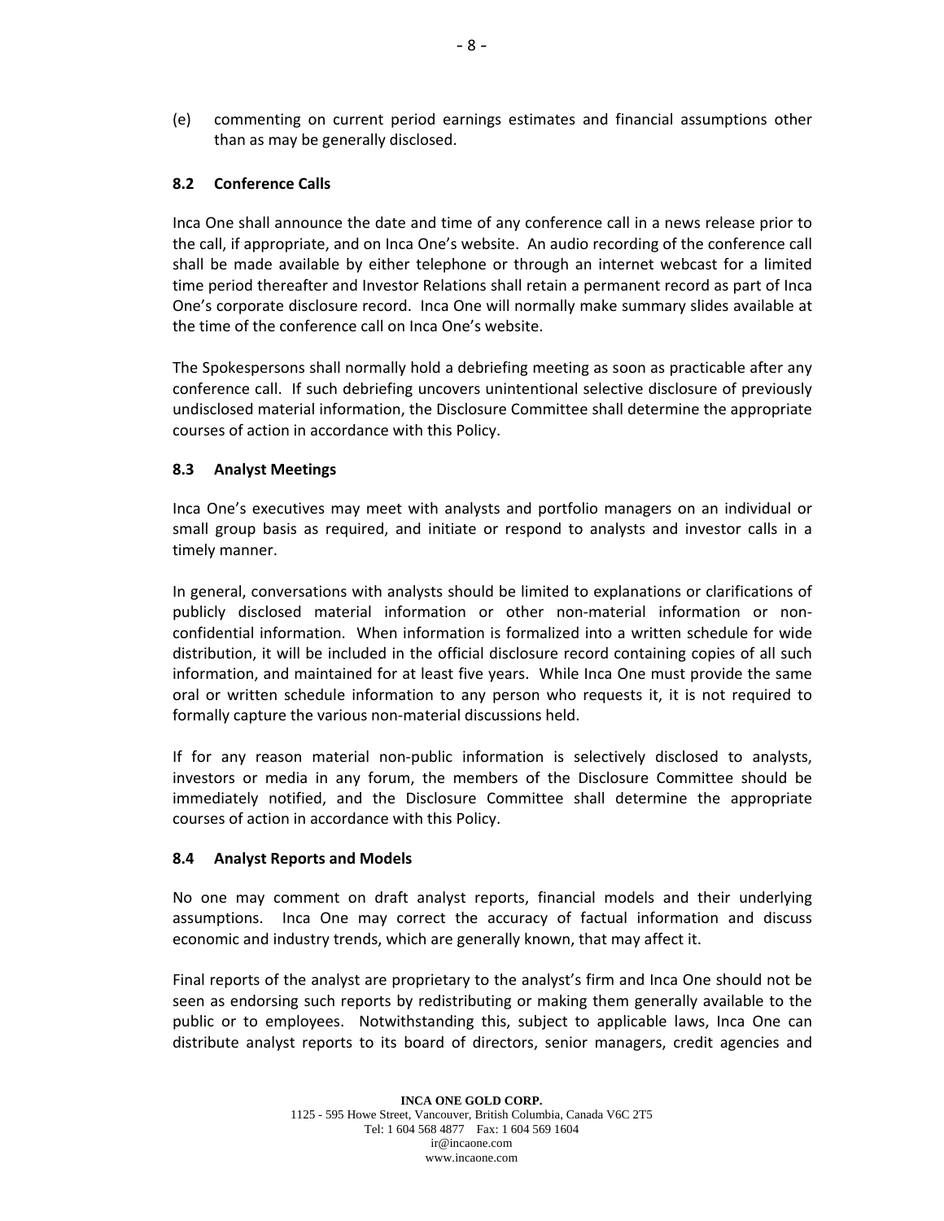(e) commenting on current period earnings estimates and financial assumptions other than as may be generally disclosed.

### 8.2 Conference Calls

Inca One shall announce the date and time of any conference call in a news release prior to the call, if appropriate, and on Inca One's website. An audio recording of the conference call shall be made available by either telephone or through an internet webcast for a limited time period thereafter and Investor Relations shall retain a permanent record as part of Inca One's corporate disclosure record. Inca One will normally make summary slides available at the time of the conference call on Inca One's website.

The Spokespersons shall normally hold a debriefing meeting as soon as practicable after any conference call. If such debriefing uncovers unintentional selective disclosure of previously undisclosed material information, the Disclosure Committee shall determine the appropriate courses of action in accordance with this Policy.

### 8.3 Analyst Meetings

Inca One's executives may meet with analysts and portfolio managers on an individual or small group basis as required, and initiate or respond to analysts and investor calls in a timely manner.

In general, conversations with analysts should be limited to explanations or clarifications of publicly disclosed material information or other non-material information or non-confidential information. When information is formalized into a written schedule for wide distribution, it will be included in the official disclosure record containing copies of all such information, and maintained for at least five years. While Inca One must provide the same oral or written schedule information to any person who requests it, it is not required to formally capture the various non-material discussions held.

If for any reason material non-public information is selectively disclosed to analysts, investors or media in any forum, the members of the Disclosure Committee should be immediately notified, and the Disclosure Committee shall determine the appropriate courses of action in accordance with this Policy.

### 8.4 Analyst Reports and Models

No one may comment on draft analyst reports, financial models and their underlying assumptions. Inca One may correct the accuracy of factual information and discuss economic and industry trends, which are generally known, that may affect it.

Final reports of the analyst are proprietary to the analyst's firm and Inca One should not be seen as endorsing such reports by redistributing or making them generally available to the public or to employees. Notwithstanding this, subject to applicable laws, Inca One can distribute analyst reports to its board of directors, senior managers, credit agencies and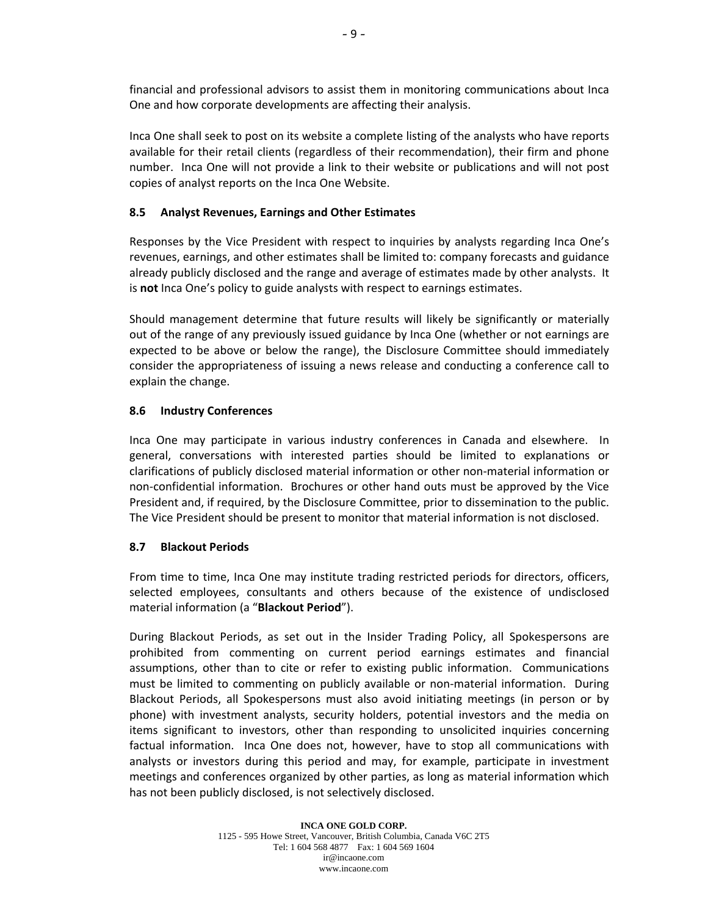financial and professional advisors to assist them in monitoring communications about Inca One and how corporate developments are affecting their analysis.

Inca One shall seek to post on its website a complete listing of the analysts who have reports available for their retail clients (regardless of their recommendation), their firm and phone number. Inca One will not provide a link to their website or publications and will not post copies of analyst reports on the Inca One Website.

### 8.5 Analyst Revenues, Earnings and Other Estimates

Responses by the Vice President with respect to inquiries by analysts regarding Inca One's revenues, earnings, and other estimates shall be limited to: company forecasts and guidance already publicly disclosed and the range and average of estimates made by other analysts. It is **not** Inca One's policy to guide analysts with respect to earnings estimates.

Should management determine that future results will likely be significantly or materially out of the range of any previously issued guidance by Inca One (whether or not earnings are expected to be above or below the range), the Disclosure Committee should immediately consider the appropriateness of issuing a news release and conducting a conference call to explain the change.

### 8.6 Industry Conferences

Inca One may participate in various industry conferences in Canada and elsewhere. In general, conversations with interested parties should be limited to explanations or clarifications of publicly disclosed material information or other non-material information or non-confidential information. Brochures or other hand outs must be approved by the Vice President and, if required, by the Disclosure Committee, prior to dissemination to the public. The Vice President should be present to monitor that material information is not disclosed.

### 8.7 Blackout Periods

From time to time, Inca One may institute trading restricted periods for directors, officers, selected employees, consultants and others because of the existence of undisclosed material information (a "**Blackout Period**").

During Blackout Periods, as set out in the Insider Trading Policy, all Spokespersons are prohibited from commenting on current period earnings estimates and financial assumptions, other than to cite or refer to existing public information. Communications must be limited to commenting on publicly available or non-material information. During Blackout Periods, all Spokespersons must also avoid initiating meetings (in person or by phone) with investment analysts, security holders, potential investors and the media on items significant to investors, other than responding to unsolicited inquiries concerning factual information. Inca One does not, however, have to stop all communications with analysts or investors during this period and may, for example, participate in investment meetings and conferences organized by other parties, as long as material information which has not been publicly disclosed, is not selectively disclosed.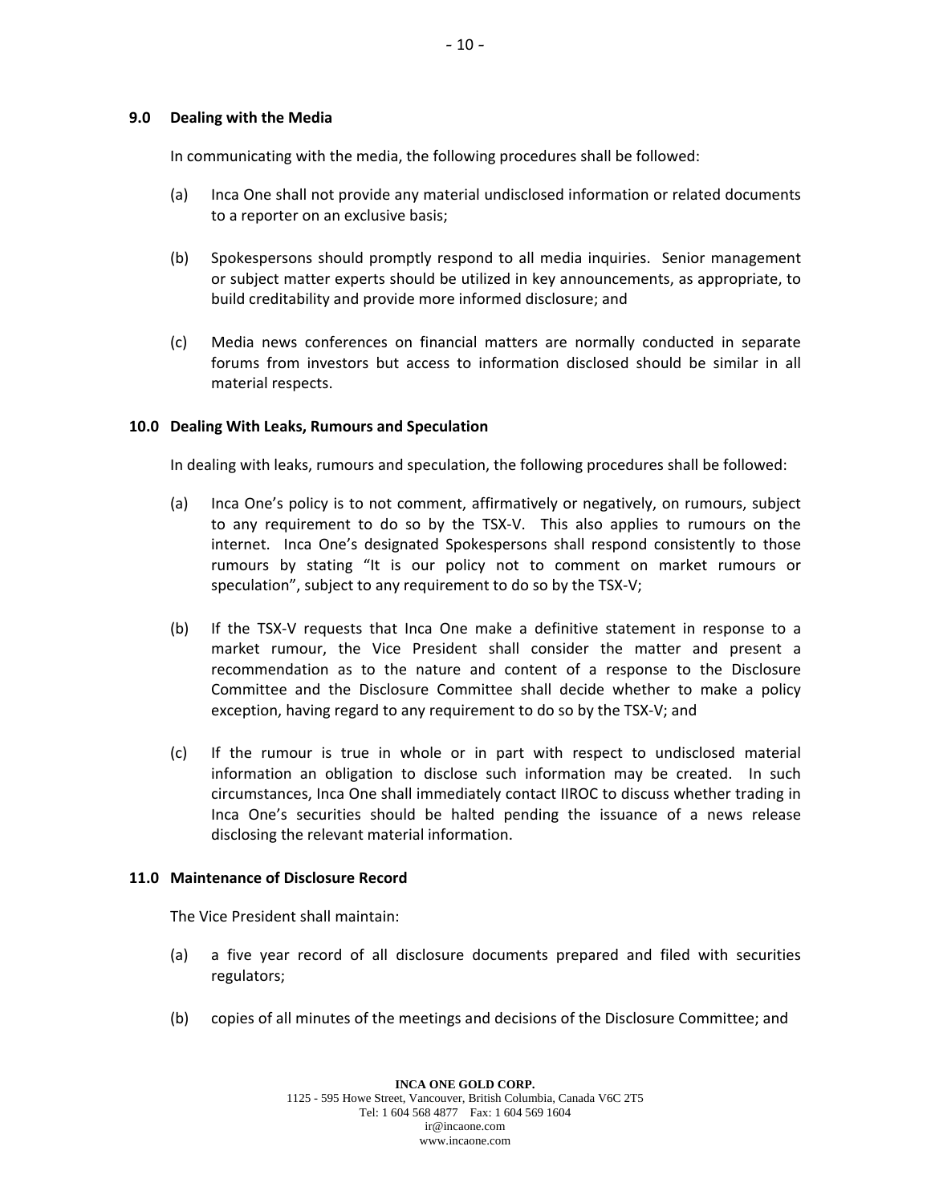## 9.0 Dealing with the Media

In communicating with the media, the following procedures shall be followed:

(a) Inca One shall not provide any material undisclosed information or related documents to a reporter on an exclusive basis;

(b) Spokespersons should promptly respond to all media inquiries. Senior management or subject matter experts should be utilized in key announcements, as appropriate, to build creditability and provide more informed disclosure; and

(c) Media news conferences on financial matters are normally conducted in separate forums from investors but access to information disclosed should be similar in all material respects.

## 10.0 Dealing With Leaks, Rumours and Speculation

In dealing with leaks, rumours and speculation, the following procedures shall be followed:

(a) Inca One's policy is to not comment, affirmatively or negatively, on rumours, subject to any requirement to do so by the TSX-V. This also applies to rumours on the internet. Inca One's designated Spokespersons shall respond consistently to those rumours by stating "It is our policy not to comment on market rumours or speculation", subject to any requirement to do so by the TSX-V;

(b) If the TSX-V requests that Inca One make a definitive statement in response to a market rumour, the Vice President shall consider the matter and present a recommendation as to the nature and content of a response to the Disclosure Committee and the Disclosure Committee shall decide whether to make a policy exception, having regard to any requirement to do so by the TSX-V; and

(c) If the rumour is true in whole or in part with respect to undisclosed material information an obligation to disclose such information may be created. In such circumstances, Inca One shall immediately contact IIROC to discuss whether trading in Inca One's securities should be halted pending the issuance of a news release disclosing the relevant material information.

## 11.0 Maintenance of Disclosure Record

The Vice President shall maintain:

(a) a five year record of all disclosure documents prepared and filed with securities regulators;

(b) copies of all minutes of the meetings and decisions of the Disclosure Committee; and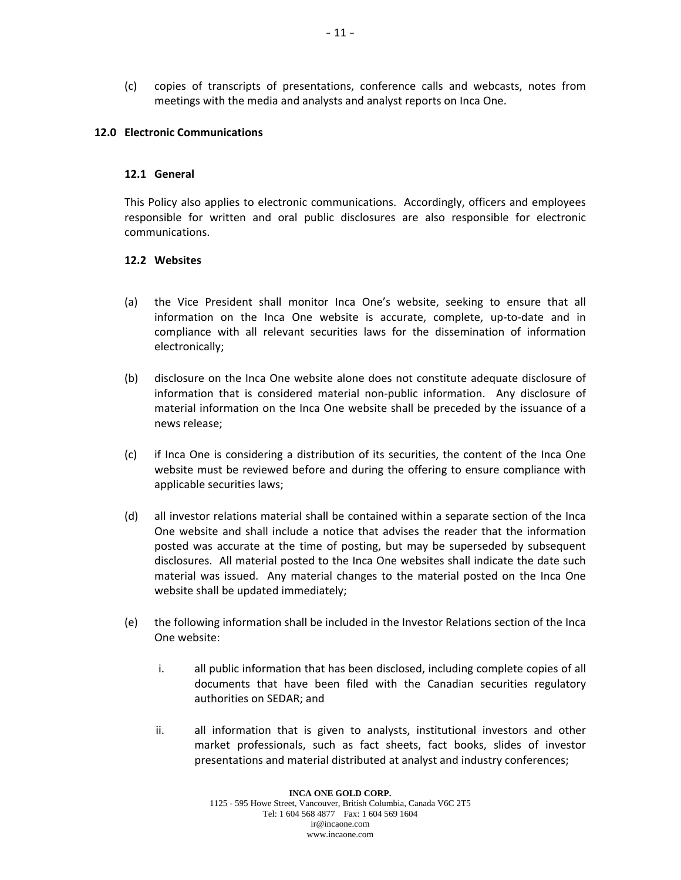(c) copies of transcripts of presentations, conference calls and webcasts, notes from meetings with the media and analysts and analyst reports on Inca One.

## 12.0 Electronic Communications

### 12.1 General

This Policy also applies to electronic communications. Accordingly, officers and employees responsible for written and oral public disclosures are also responsible for electronic communications.

### 12.2 Websites

(a) the Vice President shall monitor Inca One's website, seeking to ensure that all information on the Inca One website is accurate, complete, up-to-date and in compliance with all relevant securities laws for the dissemination of information electronically;

(b) disclosure on the Inca One website alone does not constitute adequate disclosure of information that is considered material non-public information. Any disclosure of material information on the Inca One website shall be preceded by the issuance of a news release;

(c) if Inca One is considering a distribution of its securities, the content of the Inca One website must be reviewed before and during the offering to ensure compliance with applicable securities laws;

(d) all investor relations material shall be contained within a separate section of the Inca One website and shall include a notice that advises the reader that the information posted was accurate at the time of posting, but may be superseded by subsequent disclosures. All material posted to the Inca One websites shall indicate the date such material was issued. Any material changes to the material posted on the Inca One website shall be updated immediately;

(e) the following information shall be included in the Investor Relations section of the Inca One website:

   i. all public information that has been disclosed, including complete copies of all documents that have been filed with the Canadian securities regulatory authorities on SEDAR; and

   ii. all information that is given to analysts, institutional investors and other market professionals, such as fact sheets, fact books, slides of investor presentations and material distributed at analyst and industry conferences;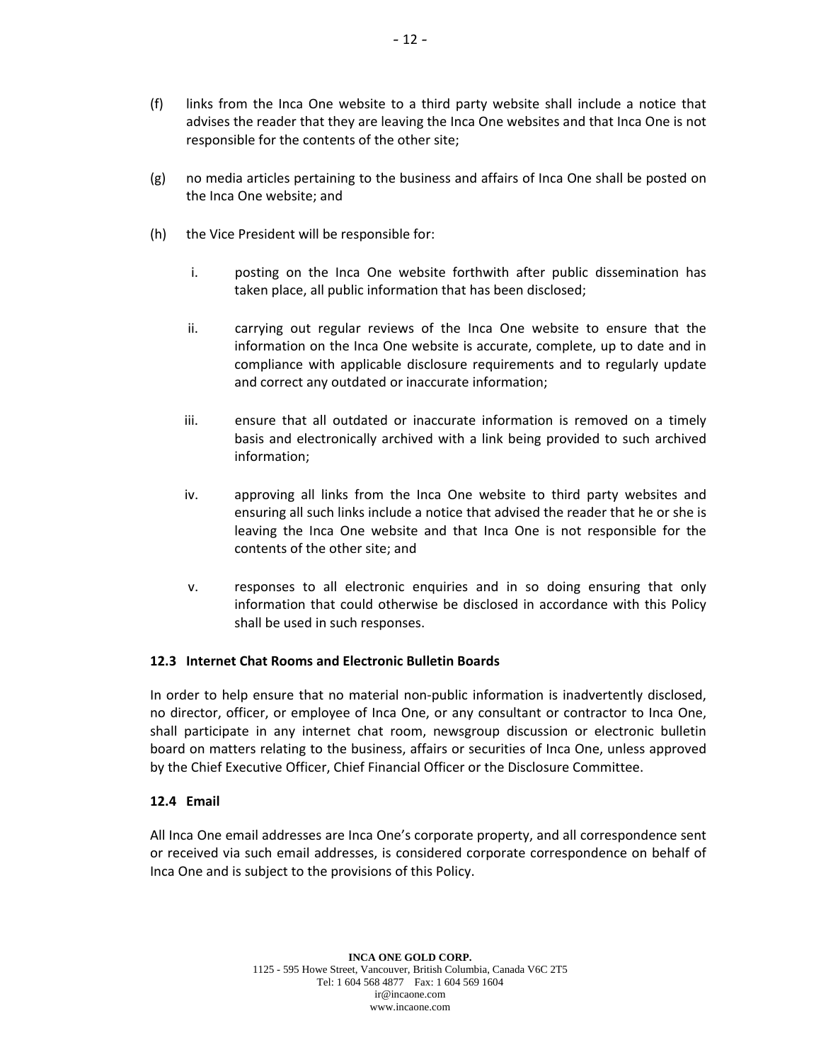(f) links from the Inca One website to a third party website shall include a notice that advises the reader that they are leaving the Inca One websites and that Inca One is not responsible for the contents of the other site;

(g) no media articles pertaining to the business and affairs of Inca One shall be posted on the Inca One website; and

(h) the Vice President will be responsible for:

   i. posting on the Inca One website forthwith after public dissemination has taken place, all public information that has been disclosed;

   ii. carrying out regular reviews of the Inca One website to ensure that the information on the Inca One website is accurate, complete, up to date and in compliance with applicable disclosure requirements and to regularly update and correct any outdated or inaccurate information;

   iii. ensure that all outdated or inaccurate information is removed on a timely basis and electronically archived with a link being provided to such archived information;

   iv. approving all links from the Inca One website to third party websites and ensuring all such links include a notice that advised the reader that he or she is leaving the Inca One website and that Inca One is not responsible for the contents of the other site; and

   v. responses to all electronic enquiries and in so doing ensuring that only information that could otherwise be disclosed in accordance with this Policy shall be used in such responses.

### 12.3 Internet Chat Rooms and Electronic Bulletin Boards

In order to help ensure that no material non-public information is inadvertently disclosed, no director, officer, or employee of Inca One, or any consultant or contractor to Inca One, shall participate in any internet chat room, newsgroup discussion or electronic bulletin board on matters relating to the business, affairs or securities of Inca One, unless approved by the Chief Executive Officer, Chief Financial Officer or the Disclosure Committee.

### 12.4 Email

All Inca One email addresses are Inca One's corporate property, and all correspondence sent or received via such email addresses, is considered corporate correspondence on behalf of Inca One and is subject to the provisions of this Policy.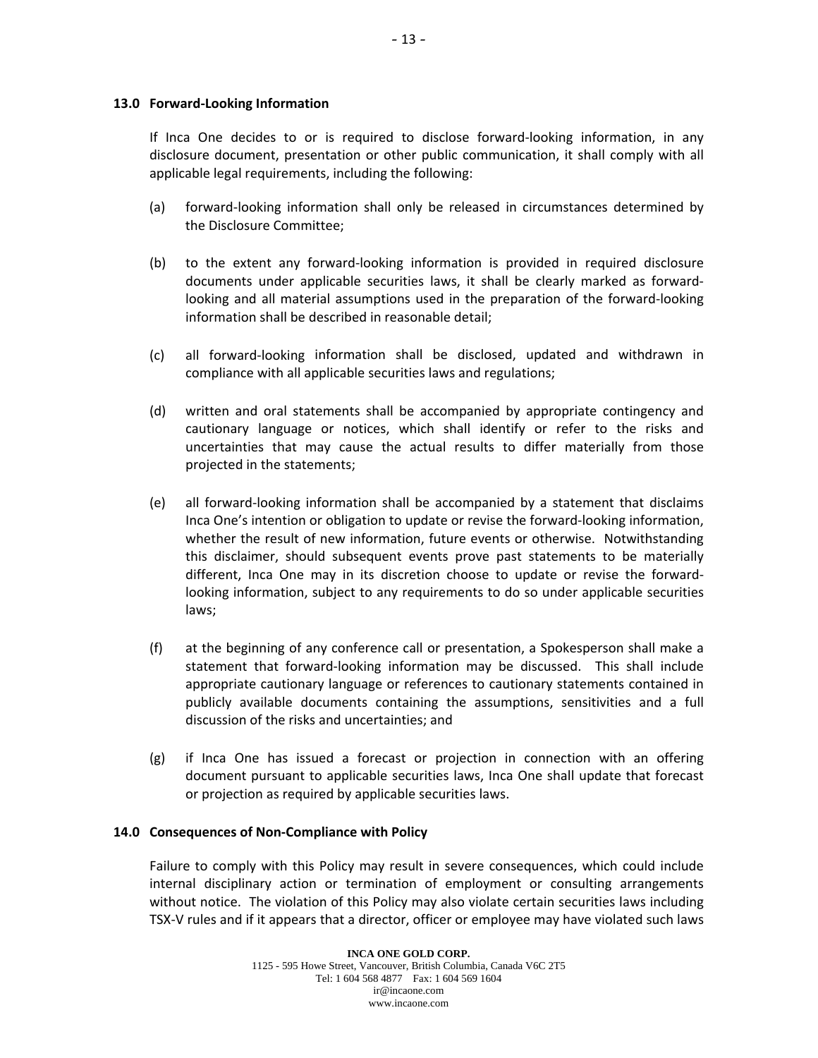**13.0 Forward-Looking Information**

If Inca One decides to or is required to disclose forward-looking information, in any disclosure document, presentation or other public communication, it shall comply with all applicable legal requirements, including the following:

(a) forward-looking information shall only be released in circumstances determined by the Disclosure Committee;

(b) to the extent any forward-looking information is provided in required disclosure documents under applicable securities laws, it shall be clearly marked as forward-looking and all material assumptions used in the preparation of the forward-looking information shall be described in reasonable detail;

(c) all forward-looking information shall be disclosed, updated and withdrawn in compliance with all applicable securities laws and regulations;

(d) written and oral statements shall be accompanied by appropriate contingency and cautionary language or notices, which shall identify or refer to the risks and uncertainties that may cause the actual results to differ materially from those projected in the statements;

(e) all forward-looking information shall be accompanied by a statement that disclaims Inca One's intention or obligation to update or revise the forward-looking information, whether the result of new information, future events or otherwise. Notwithstanding this disclaimer, should subsequent events prove past statements to be materially different, Inca One may in its discretion choose to update or revise the forward-looking information, subject to any requirements to do so under applicable securities laws;

(f) at the beginning of any conference call or presentation, a Spokesperson shall make a statement that forward-looking information may be discussed. This shall include appropriate cautionary language or references to cautionary statements contained in publicly available documents containing the assumptions, sensitivities and a full discussion of the risks and uncertainties; and

(g) if Inca One has issued a forecast or projection in connection with an offering document pursuant to applicable securities laws, Inca One shall update that forecast or projection as required by applicable securities laws.

**14.0 Consequences of Non-Compliance with Policy**

Failure to comply with this Policy may result in severe consequences, which could include internal disciplinary action or termination of employment or consulting arrangements without notice. The violation of this Policy may also violate certain securities laws including TSX-V rules and if it appears that a director, officer or employee may have violated such laws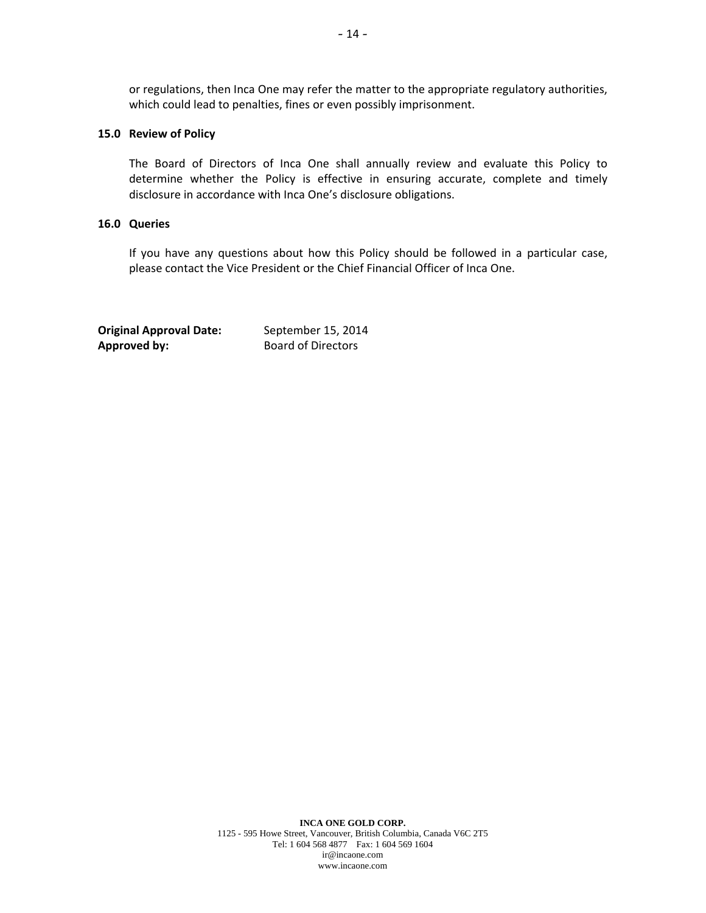or regulations, then Inca One may refer the matter to the appropriate regulatory authorities, which could lead to penalties, fines or even possibly imprisonment.

## 15.0 Review of Policy

The Board of Directors of Inca One shall annually review and evaluate this Policy to determine whether the Policy is effective in ensuring accurate, complete and timely disclosure in accordance with Inca One's disclosure obligations.

## 16.0 Queries

If you have any questions about how this Policy should be followed in a particular case, please contact the Vice President or the Chief Financial Officer of Inca One.

**Original Approval Date:** September 15, 2014
**Approved by:** Board of Directors

**INCA ONE GOLD CORP.**
1125 - 595 Howe Street, Vancouver, British Columbia, Canada V6C 2T5
Tel: 1 604 568 4877 Fax: 1 604 569 1604
ir@incaone.com
www.incaone.com